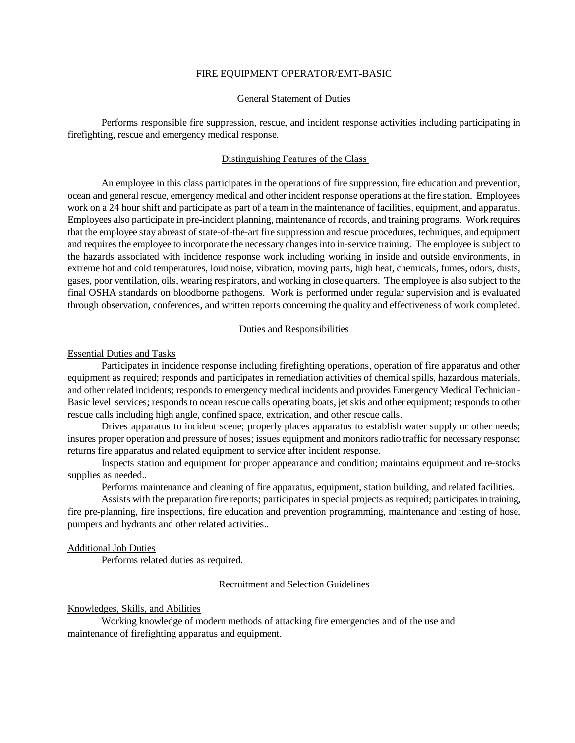# FIRE EQUIPMENT OPERATOR/EMT-BASIC

## General Statement of Duties

Performs responsible fire suppression, rescue, and incident response activities including participating in firefighting, rescue and emergency medical response.

## Distinguishing Features of the Class

An employee in this class participates in the operations of fire suppression, fire education and prevention, ocean and general rescue, emergency medical and other incident response operations at the fire station. Employees work on a 24 hour shift and participate as part of a team in the maintenance of facilities, equipment, and apparatus. Employees also participate in pre-incident planning, maintenance of records, and training programs. Work requires that the employee stay abreast of state-of-the-art fire suppression and rescue procedures, techniques, and equipment and requires the employee to incorporate the necessary changes into in-service training. The employee is subject to the hazards associated with incidence response work including working in inside and outside environments, in extreme hot and cold temperatures, loud noise, vibration, moving parts, high heat, chemicals, fumes, odors, dusts, gases, poor ventilation, oils, wearing respirators, and working in close quarters. The employee is also subject to the final OSHA standards on bloodborne pathogens. Work is performed under regular supervision and is evaluated through observation, conferences, and written reports concerning the quality and effectiveness of work completed.

## Duties and Responsibilities

### Essential Duties and Tasks

Participates in incidence response including firefighting operations, operation of fire apparatus and other equipment as required; responds and participates in remediation activities of chemical spills, hazardous materials, and other related incidents; responds to emergency medical incidents and provides Emergency Medical Technician - Basic level services; responds to ocean rescue calls operating boats, jet skis and other equipment; responds to other rescue calls including high angle, confined space, extrication, and other rescue calls.

Drives apparatus to incident scene; properly places apparatus to establish water supply or other needs; insures proper operation and pressure of hoses; issues equipment and monitors radio traffic for necessary response; returns fire apparatus and related equipment to service after incident response.

Inspects station and equipment for proper appearance and condition; maintains equipment and re-stocks supplies as needed..

Performs maintenance and cleaning of fire apparatus, equipment, station building, and related facilities.

Assists with the preparation fire reports; participates in special projects as required; participates in training, fire pre-planning, fire inspections, fire education and prevention programming, maintenance and testing of hose, pumpers and hydrants and other related activities..

### Additional Job Duties

Performs related duties as required.

## Recruitment and Selection Guidelines

### Knowledges, Skills, and Abilities

Working knowledge of modern methods of attacking fire emergencies and of the use and maintenance of firefighting apparatus and equipment.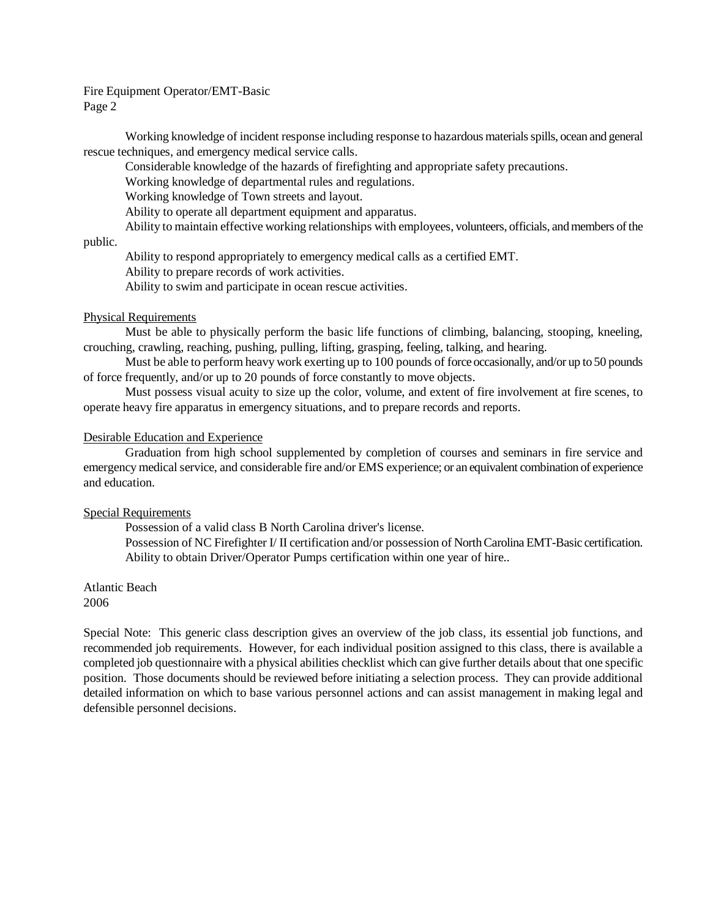Working knowledge of incident response including response to hazardous materials spills, ocean and general rescue techniques, and emergency medical service calls.

Considerable knowledge of the hazards of firefighting and appropriate safety precautions.

Working knowledge of departmental rules and regulations.

Working knowledge of Town streets and layout.

Ability to operate all department equipment and apparatus.

Ability to maintain effective working relationships with employees, volunteers, officials, and members of the public.

Ability to respond appropriately to emergency medical calls as a certified EMT.

Ability to prepare records of work activities.

Ability to swim and participate in ocean rescue activities.

## Physical Requirements

Must be able to physically perform the basic life functions of climbing, balancing, stooping, kneeling, crouching, crawling, reaching, pushing, pulling, lifting, grasping, feeling, talking, and hearing.

Must be able to perform heavy work exerting up to 100 pounds of force occasionally, and/or up to 50 pounds of force frequently, and/or up to 20 pounds of force constantly to move objects.

Must possess visual acuity to size up the color, volume, and extent of fire involvement at fire scenes, to operate heavy fire apparatus in emergency situations, and to prepare records and reports.

## Desirable Education and Experience

Graduation from high school supplemented by completion of courses and seminars in fire service and emergency medical service, and considerable fire and/or EMS experience; or an equivalent combination of experience and education.

## Special Requirements

Possession of a valid class B North Carolina driver's license.

Possession of NC Firefighter I/ II certification and/or possession of North Carolina EMT-Basic certification.

Ability to obtain Driver/Operator Pumps certification within one year of hire..

Atlantic Beach
2006

Special Note: This generic class description gives an overview of the job class, its essential job functions, and recommended job requirements. However, for each individual position assigned to this class, there is available a completed job questionnaire with a physical abilities checklist which can give further details about that one specific position. Those documents should be reviewed before initiating a selection process. They can provide additional detailed information on which to base various personnel actions and can assist management in making legal and defensible personnel decisions.